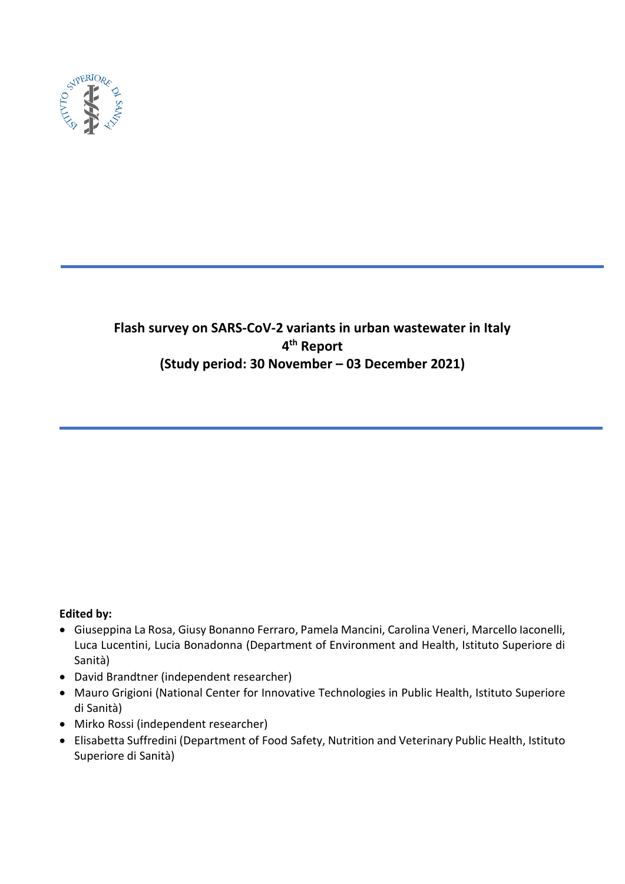# Flash survey on SARS-CoV-2 variants in urban wastewater in Italy
## 4th Report
## (Study period: 30 November – 03 December 2021)

**Edited by:**

- Giuseppina La Rosa, Giusy Bonanno Ferraro, Pamela Mancini, Carolina Veneri, Marcello Iaconelli, Luca Lucentini, Lucia Bonadonna (Department of Environment and Health, Istituto Superiore di Sanità)
- David Brandtner (independent researcher)
- Mauro Grigioni (National Center for Innovative Technologies in Public Health, Istituto Superiore di Sanità)
- Mirko Rossi (independent researcher)
- Elisabetta Suffredini (Department of Food Safety, Nutrition and Veterinary Public Health, Istituto Superiore di Sanità)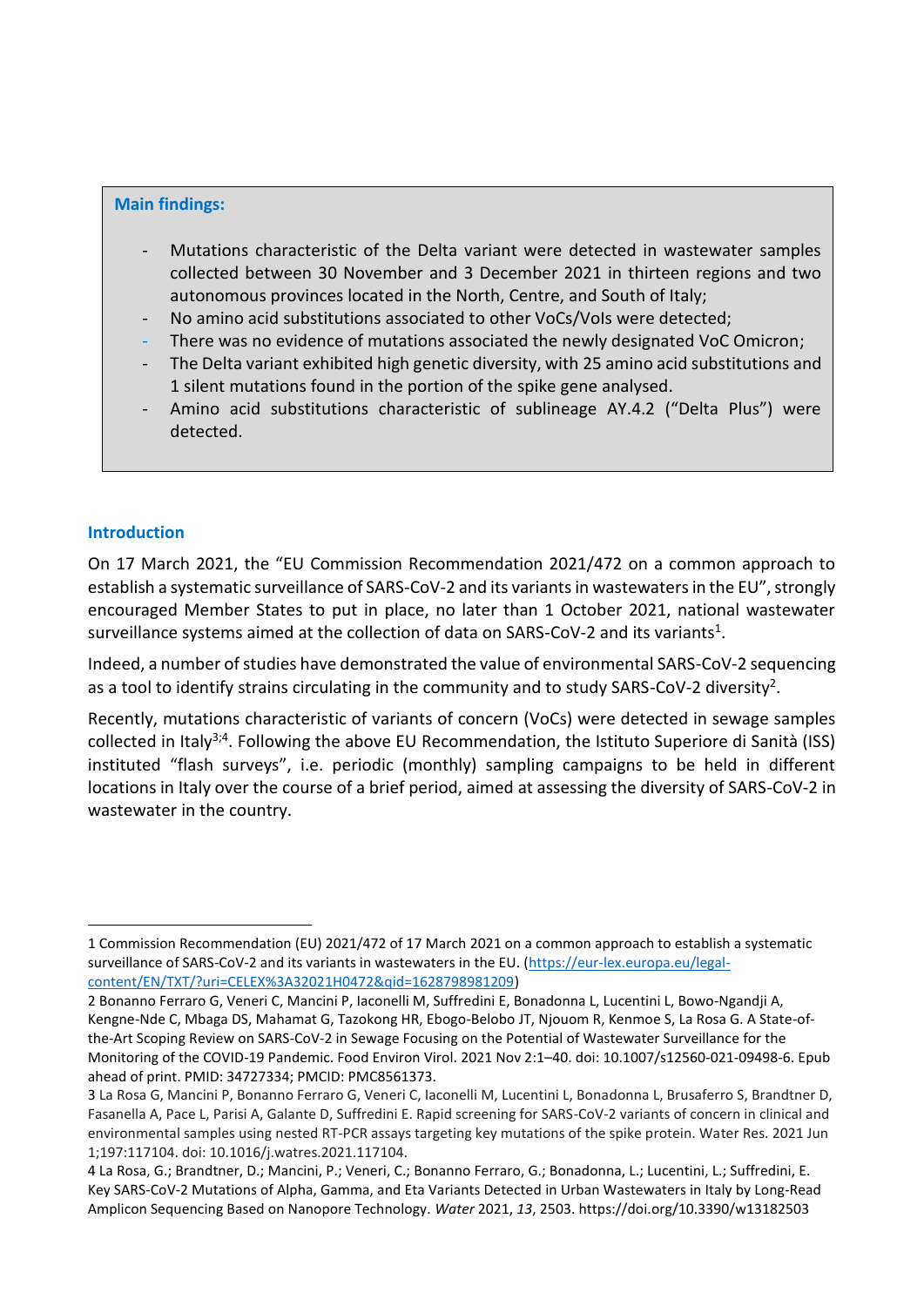**Main findings:**

- Mutations characteristic of the Delta variant were detected in wastewater samples collected between 30 November and 3 December 2021 in thirteen regions and two autonomous provinces located in the North, Centre, and South of Italy;
- No amino acid substitutions associated to other VoCs/VoIs were detected;
- There was no evidence of mutations associated the newly designated VoC Omicron;
- The Delta variant exhibited high genetic diversity, with 25 amino acid substitutions and 1 silent mutations found in the portion of the spike gene analysed.
- Amino acid substitutions characteristic of sublineage AY.4.2 ("Delta Plus") were detected.

## Introduction

On 17 March 2021, the "EU Commission Recommendation 2021/472 on a common approach to establish a systematic surveillance of SARS-CoV-2 and its variants in wastewaters in the EU", strongly encouraged Member States to put in place, no later than 1 October 2021, national wastewater surveillance systems aimed at the collection of data on SARS-CoV-2 and its variants[1].

Indeed, a number of studies have demonstrated the value of environmental SARS-CoV-2 sequencing as a tool to identify strains circulating in the community and to study SARS-CoV-2 diversity[2].

Recently, mutations characteristic of variants of concern (VoCs) were detected in sewage samples collected in Italy[3;4]. Following the above EU Recommendation, the Istituto Superiore di Sanità (ISS) instituted "flash surveys", i.e. periodic (monthly) sampling campaigns to be held in different locations in Italy over the course of a brief period, aimed at assessing the diversity of SARS-CoV-2 in wastewater in the country.

---

1 Commission Recommendation (EU) 2021/472 of 17 March 2021 on a common approach to establish a systematic surveillance of SARS-CoV-2 and its variants in wastewaters in the EU. (https://eur-lex.europa.eu/legal-content/EN/TXT/?uri=CELEX%3A32021H0472&qid=1628798981209)

2 Bonanno Ferraro G, Veneri C, Mancini P, Iaconelli M, Suffredini E, Bonadonna L, Lucentini L, Bowo-Ngandji A, Kengne-Nde C, Mbaga DS, Mahamat G, Tazokong HR, Ebogo-Belobo JT, Njouom R, Kenmoe S, La Rosa G. A State-of-the-Art Scoping Review on SARS-CoV-2 in Sewage Focusing on the Potential of Wastewater Surveillance for the Monitoring of the COVID-19 Pandemic. Food Environ Virol. 2021 Nov 2:1–40. doi: 10.1007/s12560-021-09498-6. Epub ahead of print. PMID: 34727334; PMCID: PMC8561373.

3 La Rosa G, Mancini P, Bonanno Ferraro G, Veneri C, Iaconelli M, Lucentini L, Bonadonna L, Brusaferro S, Brandtner D, Fasanella A, Pace L, Parisi A, Galante D, Suffredini E. Rapid screening for SARS-CoV-2 variants of concern in clinical and environmental samples using nested RT-PCR assays targeting key mutations of the spike protein. Water Res. 2021 Jun 1;197:117104. doi: 10.1016/j.watres.2021.117104.

4 La Rosa, G.; Brandtner, D.; Mancini, P.; Veneri, C.; Bonanno Ferraro, G.; Bonadonna, L.; Lucentini, L.; Suffredini, E. Key SARS-CoV-2 Mutations of Alpha, Gamma, and Eta Variants Detected in Urban Wastewaters in Italy by Long-Read Amplicon Sequencing Based on Nanopore Technology. *Water* 2021, *13*, 2503. https://doi.org/10.3390/w13182503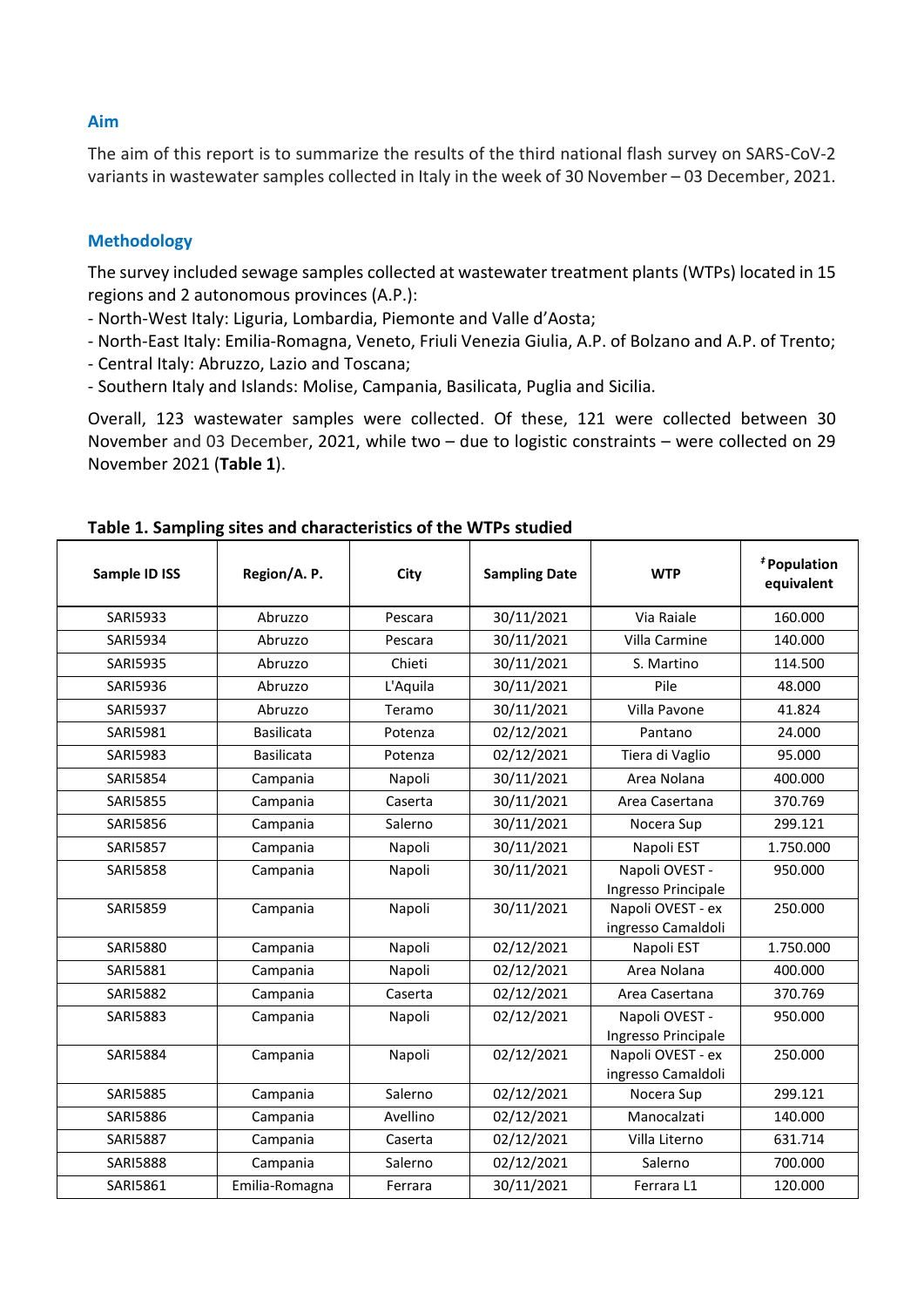## Aim

The aim of this report is to summarize the results of the third national flash survey on SARS-CoV-2 variants in wastewater samples collected in Italy in the week of 30 November – 03 December, 2021.

## Methodology

The survey included sewage samples collected at wastewater treatment plants (WTPs) located in 15 regions and 2 autonomous provinces (A.P.):

- North-West Italy: Liguria, Lombardia, Piemonte and Valle d'Aosta;
- North-East Italy: Emilia-Romagna, Veneto, Friuli Venezia Giulia, A.P. of Bolzano and A.P. of Trento;
- Central Italy: Abruzzo, Lazio and Toscana;
- Southern Italy and Islands: Molise, Campania, Basilicata, Puglia and Sicilia.

Overall, 123 wastewater samples were collected. Of these, 121 were collected between 30 November and 03 December, 2021, while two – due to logistic constraints – were collected on 29 November 2021 (**Table 1**).

**Table 1. Sampling sites and characteristics of the WTPs studied**

| Sample ID ISS | Region/A. P. | City | Sampling Date | WTP | ‡ Population equivalent |
|---|---|---|---|---|---|
| SARI5933 | Abruzzo | Pescara | 30/11/2021 | Via Raiale | 160.000 |
| SARI5934 | Abruzzo | Pescara | 30/11/2021 | Villa Carmine | 140.000 |
| SARI5935 | Abruzzo | Chieti | 30/11/2021 | S. Martino | 114.500 |
| SARI5936 | Abruzzo | L'Aquila | 30/11/2021 | Pile | 48.000 |
| SARI5937 | Abruzzo | Teramo | 30/11/2021 | Villa Pavone | 41.824 |
| SARI5981 | Basilicata | Potenza | 02/12/2021 | Pantano | 24.000 |
| SARI5983 | Basilicata | Potenza | 02/12/2021 | Tiera di Vaglio | 95.000 |
| SARI5854 | Campania | Napoli | 30/11/2021 | Area Nolana | 400.000 |
| SARI5855 | Campania | Caserta | 30/11/2021 | Area Casertana | 370.769 |
| SARI5856 | Campania | Salerno | 30/11/2021 | Nocera Sup | 299.121 |
| SARI5857 | Campania | Napoli | 30/11/2021 | Napoli EST | 1.750.000 |
| SARI5858 | Campania | Napoli | 30/11/2021 | Napoli OVEST - Ingresso Principale | 950.000 |
| SARI5859 | Campania | Napoli | 30/11/2021 | Napoli OVEST - ex ingresso Camaldoli | 250.000 |
| SARI5880 | Campania | Napoli | 02/12/2021 | Napoli EST | 1.750.000 |
| SARI5881 | Campania | Napoli | 02/12/2021 | Area Nolana | 400.000 |
| SARI5882 | Campania | Caserta | 02/12/2021 | Area Casertana | 370.769 |
| SARI5883 | Campania | Napoli | 02/12/2021 | Napoli OVEST - Ingresso Principale | 950.000 |
| SARI5884 | Campania | Napoli | 02/12/2021 | Napoli OVEST - ex ingresso Camaldoli | 250.000 |
| SARI5885 | Campania | Salerno | 02/12/2021 | Nocera Sup | 299.121 |
| SARI5886 | Campania | Avellino | 02/12/2021 | Manocalzati | 140.000 |
| SARI5887 | Campania | Caserta | 02/12/2021 | Villa Literno | 631.714 |
| SARI5888 | Campania | Salerno | 02/12/2021 | Salerno | 700.000 |
| SARI5861 | Emilia-Romagna | Ferrara | 30/11/2021 | Ferrara L1 | 120.000 |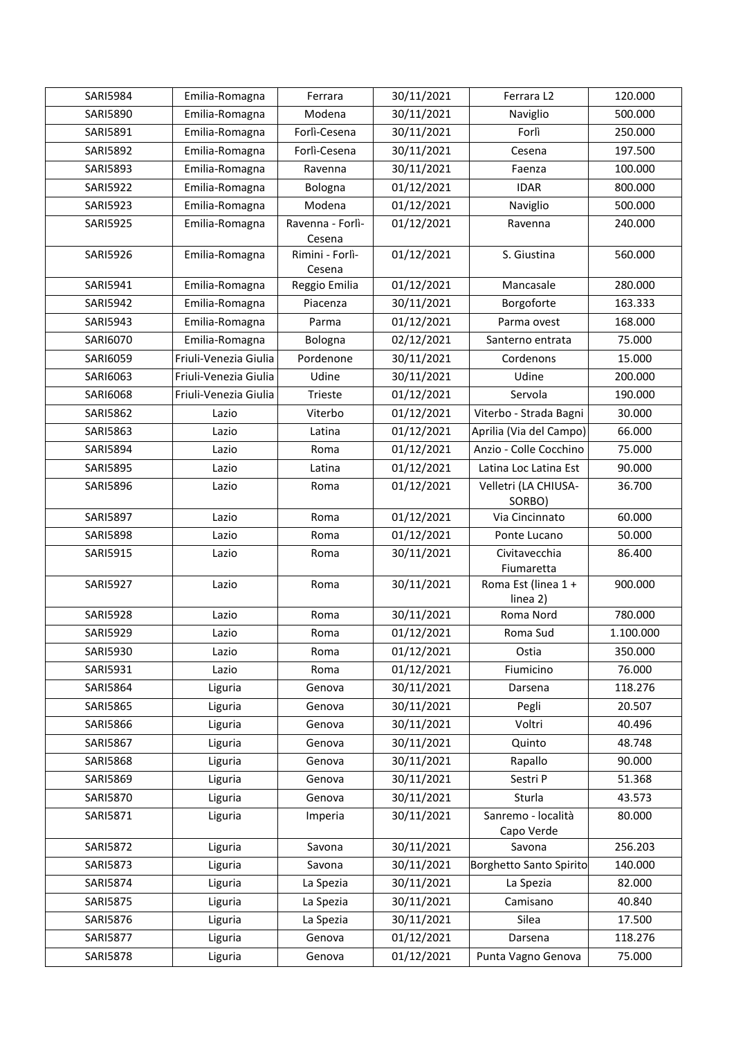| SARI5984 | Emilia-Romagna | Ferrara | 30/11/2021 | Ferrara L2 | 120.000 |
|---|---|---|---|---|---|
| SARI5890 | Emilia-Romagna | Modena | 30/11/2021 | Naviglio | 500.000 |
| SARI5891 | Emilia-Romagna | Forlì-Cesena | 30/11/2021 | Forlì | 250.000 |
| SARI5892 | Emilia-Romagna | Forlì-Cesena | 30/11/2021 | Cesena | 197.500 |
| SARI5893 | Emilia-Romagna | Ravenna | 30/11/2021 | Faenza | 100.000 |
| SARI5922 | Emilia-Romagna | Bologna | 01/12/2021 | IDAR | 800.000 |
| SARI5923 | Emilia-Romagna | Modena | 01/12/2021 | Naviglio | 500.000 |
| SARI5925 | Emilia-Romagna | Ravenna - Forlì-Cesena | 01/12/2021 | Ravenna | 240.000 |
| SARI5926 | Emilia-Romagna | Rimini - Forlì-Cesena | 01/12/2021 | S. Giustina | 560.000 |
| SARI5941 | Emilia-Romagna | Reggio Emilia | 01/12/2021 | Mancasale | 280.000 |
| SARI5942 | Emilia-Romagna | Piacenza | 30/11/2021 | Borgoforte | 163.333 |
| SARI5943 | Emilia-Romagna | Parma | 01/12/2021 | Parma ovest | 168.000 |
| SARI6070 | Emilia-Romagna | Bologna | 02/12/2021 | Santerno entrata | 75.000 |
| SARI6059 | Friuli-Venezia Giulia | Pordenone | 30/11/2021 | Cordenons | 15.000 |
| SARI6063 | Friuli-Venezia Giulia | Udine | 30/11/2021 | Udine | 200.000 |
| SARI6068 | Friuli-Venezia Giulia | Trieste | 01/12/2021 | Servola | 190.000 |
| SARI5862 | Lazio | Viterbo | 01/12/2021 | Viterbo - Strada Bagni | 30.000 |
| SARI5863 | Lazio | Latina | 01/12/2021 | Aprilia (Via del Campo) | 66.000 |
| SARI5894 | Lazio | Roma | 01/12/2021 | Anzio - Colle Cocchino | 75.000 |
| SARI5895 | Lazio | Latina | 01/12/2021 | Latina Loc Latina Est | 90.000 |
| SARI5896 | Lazio | Roma | 01/12/2021 | Velletri (LA CHIUSA-SORBO) | 36.700 |
| SARI5897 | Lazio | Roma | 01/12/2021 | Via Cincinnato | 60.000 |
| SARI5898 | Lazio | Roma | 01/12/2021 | Ponte Lucano | 50.000 |
| SARI5915 | Lazio | Roma | 30/11/2021 | Civitavecchia Fiumaretta | 86.400 |
| SARI5927 | Lazio | Roma | 30/11/2021 | Roma Est (linea 1 + linea 2) | 900.000 |
| SARI5928 | Lazio | Roma | 30/11/2021 | Roma Nord | 780.000 |
| SARI5929 | Lazio | Roma | 01/12/2021 | Roma Sud | 1.100.000 |
| SARI5930 | Lazio | Roma | 01/12/2021 | Ostia | 350.000 |
| SARI5931 | Lazio | Roma | 01/12/2021 | Fiumicino | 76.000 |
| SARI5864 | Liguria | Genova | 30/11/2021 | Darsena | 118.276 |
| SARI5865 | Liguria | Genova | 30/11/2021 | Pegli | 20.507 |
| SARI5866 | Liguria | Genova | 30/11/2021 | Voltri | 40.496 |
| SARI5867 | Liguria | Genova | 30/11/2021 | Quinto | 48.748 |
| SARI5868 | Liguria | Genova | 30/11/2021 | Rapallo | 90.000 |
| SARI5869 | Liguria | Genova | 30/11/2021 | Sestri P | 51.368 |
| SARI5870 | Liguria | Genova | 30/11/2021 | Sturla | 43.573 |
| SARI5871 | Liguria | Imperia | 30/11/2021 | Sanremo - località Capo Verde | 80.000 |
| SARI5872 | Liguria | Savona | 30/11/2021 | Savona | 256.203 |
| SARI5873 | Liguria | Savona | 30/11/2021 | Borghetto Santo Spirito | 140.000 |
| SARI5874 | Liguria | La Spezia | 30/11/2021 | La Spezia | 82.000 |
| SARI5875 | Liguria | La Spezia | 30/11/2021 | Camisano | 40.840 |
| SARI5876 | Liguria | La Spezia | 30/11/2021 | Silea | 17.500 |
| SARI5877 | Liguria | Genova | 01/12/2021 | Darsena | 118.276 |
| SARI5878 | Liguria | Genova | 01/12/2021 | Punta Vagno Genova | 75.000 |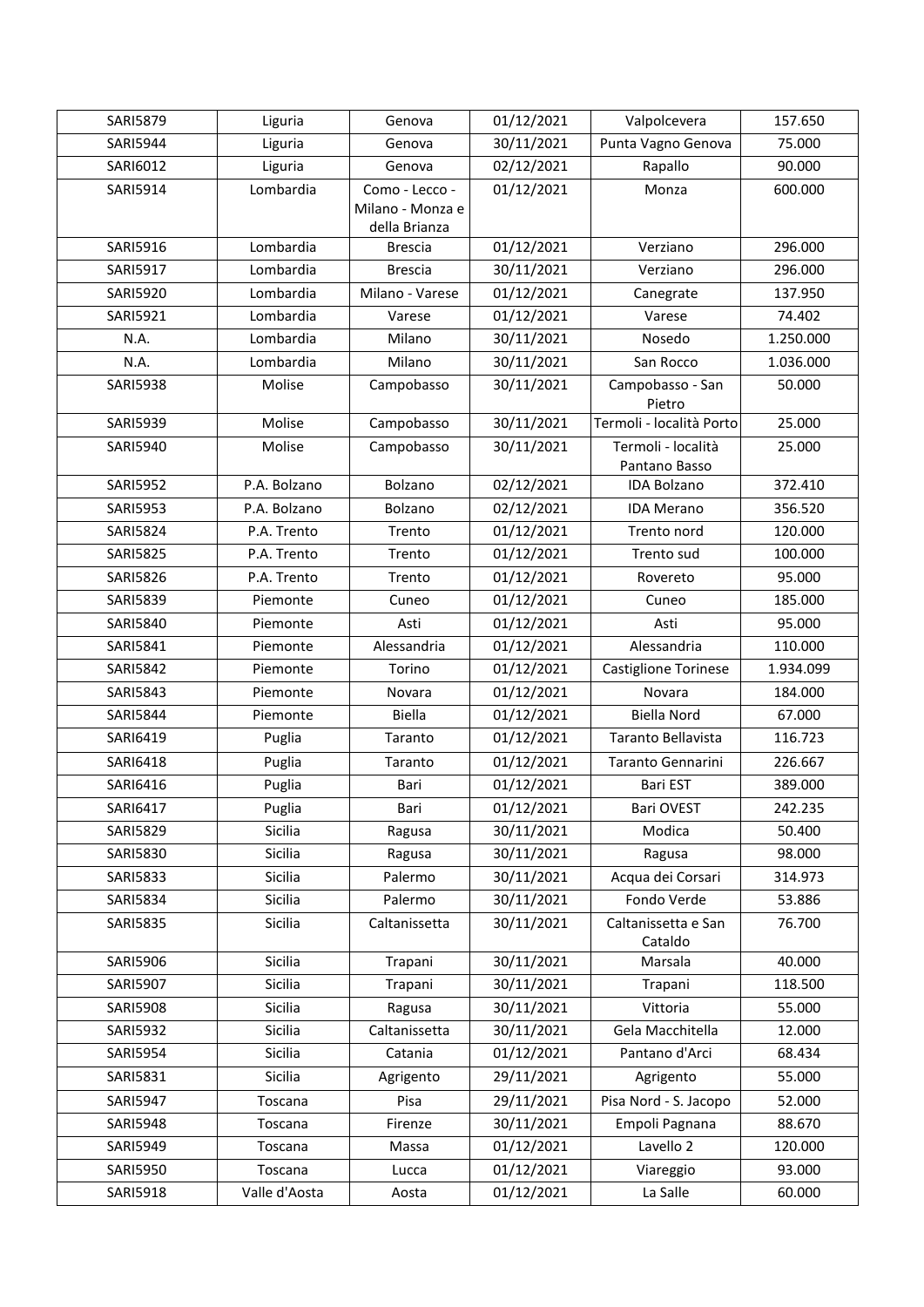| SARI5879 | Liguria | Genova | 01/12/2021 | Valpolcevera | 157.650 |
|---|---|---|---|---|---|
| SARI5944 | Liguria | Genova | 30/11/2021 | Punta Vagno Genova | 75.000 |
| SARI6012 | Liguria | Genova | 02/12/2021 | Rapallo | 90.000 |
| SARI5914 | Lombardia | Como - Lecco - Milano - Monza e della Brianza | 01/12/2021 | Monza | 600.000 |
| SARI5916 | Lombardia | Brescia | 01/12/2021 | Verziano | 296.000 |
| SARI5917 | Lombardia | Brescia | 30/11/2021 | Verziano | 296.000 |
| SARI5920 | Lombardia | Milano - Varese | 01/12/2021 | Canegrate | 137.950 |
| SARI5921 | Lombardia | Varese | 01/12/2021 | Varese | 74.402 |
| N.A. | Lombardia | Milano | 30/11/2021 | Nosedo | 1.250.000 |
| N.A. | Lombardia | Milano | 30/11/2021 | San Rocco | 1.036.000 |
| SARI5938 | Molise | Campobasso | 30/11/2021 | Campobasso - San Pietro | 50.000 |
| SARI5939 | Molise | Campobasso | 30/11/2021 | Termoli - località Porto | 25.000 |
| SARI5940 | Molise | Campobasso | 30/11/2021 | Termoli - località Pantano Basso | 25.000 |
| SARI5952 | P.A. Bolzano | Bolzano | 02/12/2021 | IDA Bolzano | 372.410 |
| SARI5953 | P.A. Bolzano | Bolzano | 02/12/2021 | IDA Merano | 356.520 |
| SARI5824 | P.A. Trento | Trento | 01/12/2021 | Trento nord | 120.000 |
| SARI5825 | P.A. Trento | Trento | 01/12/2021 | Trento sud | 100.000 |
| SARI5826 | P.A. Trento | Trento | 01/12/2021 | Rovereto | 95.000 |
| SARI5839 | Piemonte | Cuneo | 01/12/2021 | Cuneo | 185.000 |
| SARI5840 | Piemonte | Asti | 01/12/2021 | Asti | 95.000 |
| SARI5841 | Piemonte | Alessandria | 01/12/2021 | Alessandria | 110.000 |
| SARI5842 | Piemonte | Torino | 01/12/2021 | Castiglione Torinese | 1.934.099 |
| SARI5843 | Piemonte | Novara | 01/12/2021 | Novara | 184.000 |
| SARI5844 | Piemonte | Biella | 01/12/2021 | Biella Nord | 67.000 |
| SARI6419 | Puglia | Taranto | 01/12/2021 | Taranto Bellavista | 116.723 |
| SARI6418 | Puglia | Taranto | 01/12/2021 | Taranto Gennarini | 226.667 |
| SARI6416 | Puglia | Bari | 01/12/2021 | Bari EST | 389.000 |
| SARI6417 | Puglia | Bari | 01/12/2021 | Bari OVEST | 242.235 |
| SARI5829 | Sicilia | Ragusa | 30/11/2021 | Modica | 50.400 |
| SARI5830 | Sicilia | Ragusa | 30/11/2021 | Ragusa | 98.000 |
| SARI5833 | Sicilia | Palermo | 30/11/2021 | Acqua dei Corsari | 314.973 |
| SARI5834 | Sicilia | Palermo | 30/11/2021 | Fondo Verde | 53.886 |
| SARI5835 | Sicilia | Caltanissetta | 30/11/2021 | Caltanissetta e San Cataldo | 76.700 |
| SARI5906 | Sicilia | Trapani | 30/11/2021 | Marsala | 40.000 |
| SARI5907 | Sicilia | Trapani | 30/11/2021 | Trapani | 118.500 |
| SARI5908 | Sicilia | Ragusa | 30/11/2021 | Vittoria | 55.000 |
| SARI5932 | Sicilia | Caltanissetta | 30/11/2021 | Gela Macchitella | 12.000 |
| SARI5954 | Sicilia | Catania | 01/12/2021 | Pantano d'Arci | 68.434 |
| SARI5831 | Sicilia | Agrigento | 29/11/2021 | Agrigento | 55.000 |
| SARI5947 | Toscana | Pisa | 29/11/2021 | Pisa Nord - S. Jacopo | 52.000 |
| SARI5948 | Toscana | Firenze | 30/11/2021 | Empoli Pagnana | 88.670 |
| SARI5949 | Toscana | Massa | 01/12/2021 | Lavello 2 | 120.000 |
| SARI5950 | Toscana | Lucca | 01/12/2021 | Viareggio | 93.000 |
| SARI5918 | Valle d'Aosta | Aosta | 01/12/2021 | La Salle | 60.000 |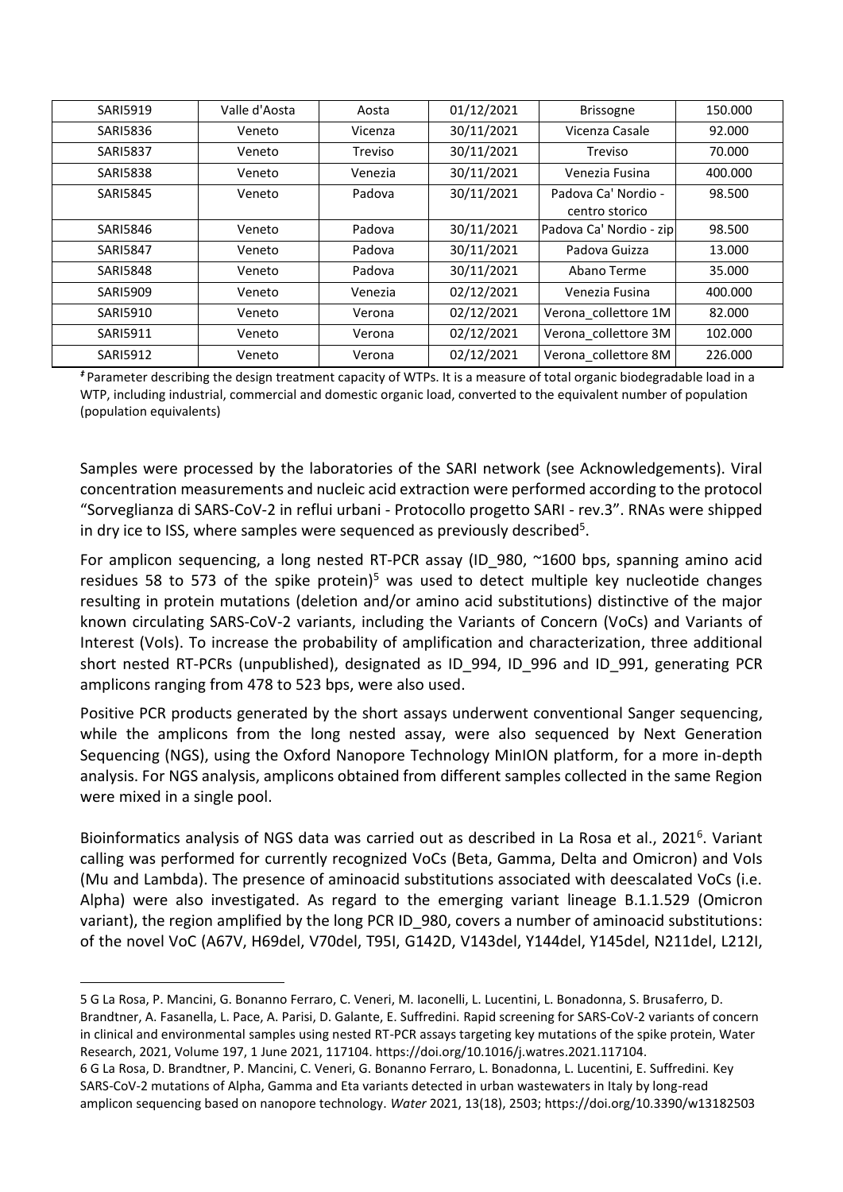| SARI5919 | Valle d'Aosta | Aosta | 01/12/2021 | Brissogne | 150.000 |
|---|---|---|---|---|---|
| SARI5836 | Veneto | Vicenza | 30/11/2021 | Vicenza Casale | 92.000 |
| SARI5837 | Veneto | Treviso | 30/11/2021 | Treviso | 70.000 |
| SARI5838 | Veneto | Venezia | 30/11/2021 | Venezia Fusina | 400.000 |
| SARI5845 | Veneto | Padova | 30/11/2021 | Padova Ca' Nordio - centro storico | 98.500 |
| SARI5846 | Veneto | Padova | 30/11/2021 | Padova Ca' Nordio - zip | 98.500 |
| SARI5847 | Veneto | Padova | 30/11/2021 | Padova Guizza | 13.000 |
| SARI5848 | Veneto | Padova | 30/11/2021 | Abano Terme | 35.000 |
| SARI5909 | Veneto | Venezia | 02/12/2021 | Venezia Fusina | 400.000 |
| SARI5910 | Veneto | Verona | 02/12/2021 | Verona_collettore 1M | 82.000 |
| SARI5911 | Veneto | Verona | 02/12/2021 | Verona_collettore 3M | 102.000 |
| SARI5912 | Veneto | Verona | 02/12/2021 | Verona_collettore 8M | 226.000 |

*ǂ* Parameter describing the design treatment capacity of WTPs. It is a measure of total organic biodegradable load in a WTP, including industrial, commercial and domestic organic load, converted to the equivalent number of population (population equivalents)

Samples were processed by the laboratories of the SARI network (see Acknowledgements). Viral concentration measurements and nucleic acid extraction were performed according to the protocol "Sorveglianza di SARS-CoV-2 in reflui urbani - Protocollo progetto SARI - rev.3". RNAs were shipped in dry ice to ISS, where samples were sequenced as previously described[5].

For amplicon sequencing, a long nested RT-PCR assay (ID_980, ~1600 bps, spanning amino acid residues 58 to 573 of the spike protein)[5] was used to detect multiple key nucleotide changes resulting in protein mutations (deletion and/or amino acid substitutions) distinctive of the major known circulating SARS-CoV-2 variants, including the Variants of Concern (VoCs) and Variants of Interest (VoIs). To increase the probability of amplification and characterization, three additional short nested RT-PCRs (unpublished), designated as ID_994, ID_996 and ID_991, generating PCR amplicons ranging from 478 to 523 bps, were also used.

Positive PCR products generated by the short assays underwent conventional Sanger sequencing, while the amplicons from the long nested assay, were also sequenced by Next Generation Sequencing (NGS), using the Oxford Nanopore Technology MinION platform, for a more in-depth analysis. For NGS analysis, amplicons obtained from different samples collected in the same Region were mixed in a single pool.

Bioinformatics analysis of NGS data was carried out as described in La Rosa et al., 2021[6]. Variant calling was performed for currently recognized VoCs (Beta, Gamma, Delta and Omicron) and VoIs (Mu and Lambda). The presence of aminoacid substitutions associated with deescalated VoCs (i.e. Alpha) were also investigated. As regard to the emerging variant lineage B.1.1.529 (Omicron variant), the region amplified by the long PCR ID_980, covers a number of aminoacid substitutions: of the novel VoC (A67V, H69del, V70del, T95I, G142D, V143del, Y144del, Y145del, N211del, L212I,

5 G La Rosa, P. Mancini, G. Bonanno Ferraro, C. Veneri, M. Iaconelli, L. Lucentini, L. Bonadonna, S. Brusaferro, D. Brandtner, A. Fasanella, L. Pace, A. Parisi, D. Galante, E. Suffredini. Rapid screening for SARS-CoV-2 variants of concern in clinical and environmental samples using nested RT-PCR assays targeting key mutations of the spike protein, Water Research, 2021, Volume 197, 1 June 2021, 117104. https://doi.org/10.1016/j.watres.2021.117104.

6 G La Rosa, D. Brandtner, P. Mancini, C. Veneri, G. Bonanno Ferraro, L. Bonadonna, L. Lucentini, E. Suffredini. Key SARS-CoV-2 mutations of Alpha, Gamma and Eta variants detected in urban wastewaters in Italy by long-read amplicon sequencing based on nanopore technology. *Water* 2021, 13(18), 2503; https://doi.org/10.3390/w13182503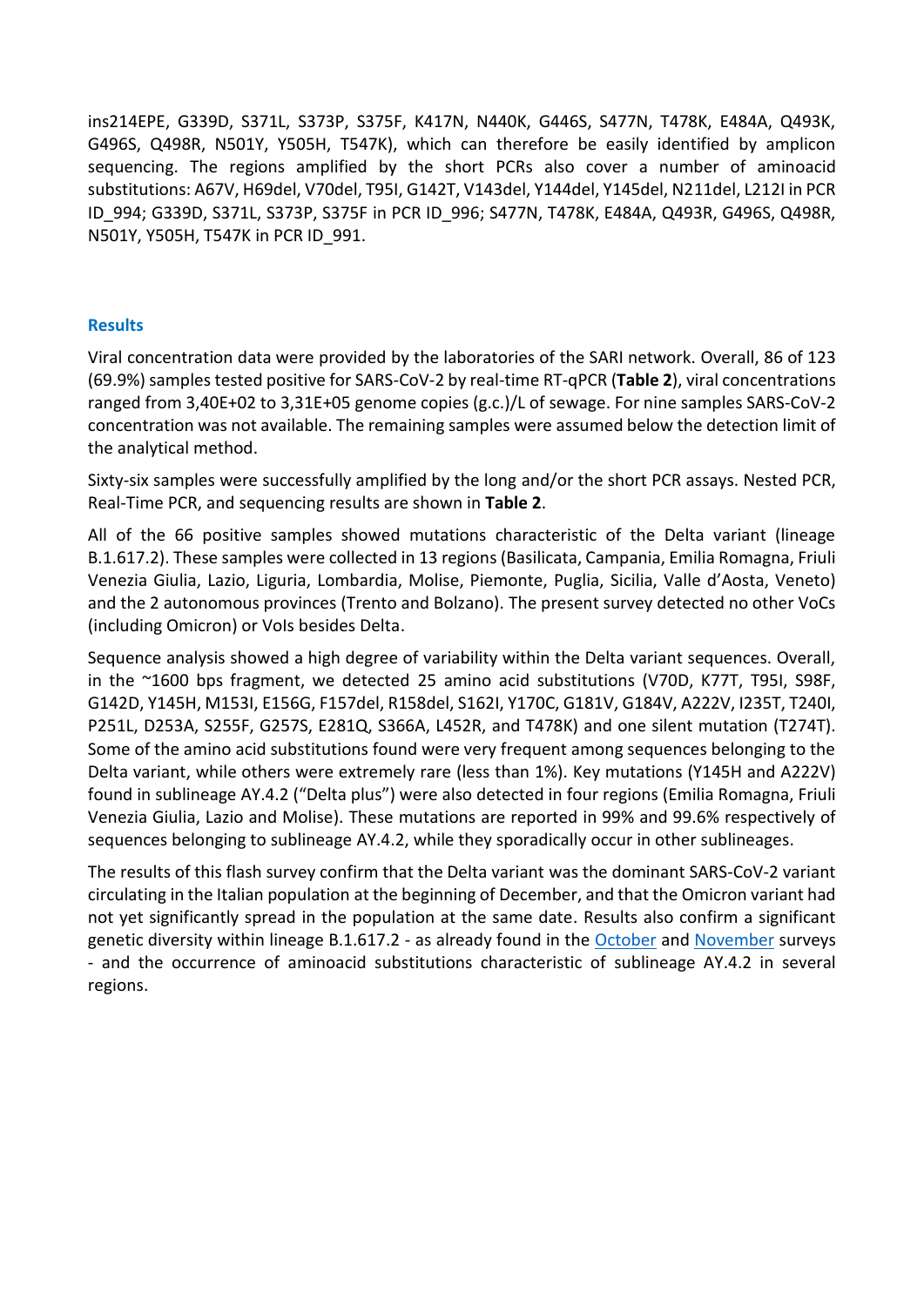ins214EPE, G339D, S371L, S373P, S375F, K417N, N440K, G446S, S477N, T478K, E484A, Q493K, G496S, Q498R, N501Y, Y505H, T547K), which can therefore be easily identified by amplicon sequencing. The regions amplified by the short PCRs also cover a number of aminoacid substitutions: A67V, H69del, V70del, T95I, G142T, V143del, Y144del, Y145del, N211del, L212I in PCR ID_994; G339D, S371L, S373P, S375F in PCR ID_996; S477N, T478K, E484A, Q493R, G496S, Q498R, N501Y, Y505H, T547K in PCR ID_991.

## Results

Viral concentration data were provided by the laboratories of the SARI network. Overall, 86 of 123 (69.9%) samples tested positive for SARS-CoV-2 by real-time RT-qPCR (**Table 2**), viral concentrations ranged from 3,40E+02 to 3,31E+05 genome copies (g.c.)/L of sewage. For nine samples SARS-CoV-2 concentration was not available. The remaining samples were assumed below the detection limit of the analytical method.

Sixty-six samples were successfully amplified by the long and/or the short PCR assays. Nested PCR, Real-Time PCR, and sequencing results are shown in **Table 2**.

All of the 66 positive samples showed mutations characteristic of the Delta variant (lineage B.1.617.2). These samples were collected in 13 regions (Basilicata, Campania, Emilia Romagna, Friuli Venezia Giulia, Lazio, Liguria, Lombardia, Molise, Piemonte, Puglia, Sicilia, Valle d'Aosta, Veneto) and the 2 autonomous provinces (Trento and Bolzano). The present survey detected no other VoCs (including Omicron) or VoIs besides Delta.

Sequence analysis showed a high degree of variability within the Delta variant sequences. Overall, in the ~1600 bps fragment, we detected 25 amino acid substitutions (V70D, K77T, T95I, S98F, G142D, Y145H, M153I, E156G, F157del, R158del, S162I, Y170C, G181V, G184V, A222V, I235T, T240I, P251L, D253A, S255F, G257S, E281Q, S366A, L452R, and T478K) and one silent mutation (T274T). Some of the amino acid substitutions found were very frequent among sequences belonging to the Delta variant, while others were extremely rare (less than 1%). Key mutations (Y145H and A222V) found in sublineage AY.4.2 ("Delta plus") were also detected in four regions (Emilia Romagna, Friuli Venezia Giulia, Lazio and Molise). These mutations are reported in 99% and 99.6% respectively of sequences belonging to sublineage AY.4.2, while they sporadically occur in other sublineages.

The results of this flash survey confirm that the Delta variant was the dominant SARS-CoV-2 variant circulating in the Italian population at the beginning of December, and that the Omicron variant had not yet significantly spread in the population at the same date. Results also confirm a significant genetic diversity within lineage B.1.617.2 - as already found in the October and November surveys - and the occurrence of aminoacid substitutions characteristic of sublineage AY.4.2 in several regions.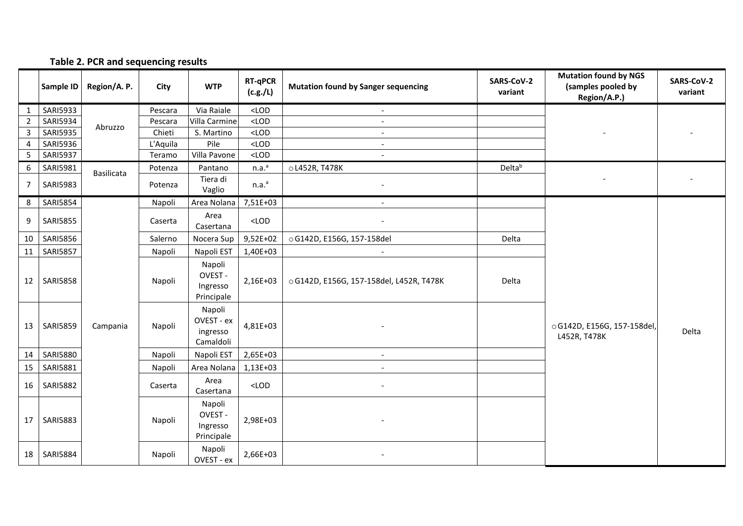**Table 2. PCR and sequencing results**

| | Sample ID | Region/A. P. | City | WTP | RT-qPCR (c.g./L) | Mutation found by Sanger sequencing | SARS-CoV-2 variant | Mutation found by NGS (samples pooled by Region/A.P.) | SARS-CoV-2 variant |
|---|---|---|---|---|---|---|---|---|---|
| 1 | SARI5933 | Abruzzo | Pescara | Via Raiale | <LOD | - | | - | - |
| 2 | SARI5934 | | Pescara | Villa Carmine | <LOD | - | | | |
| 3 | SARI5935 | | Chieti | S. Martino | <LOD | - | | | |
| 4 | SARI5936 | | L'Aquila | Pile | <LOD | - | | | |
| 5 | SARI5937 | | Teramo | Villa Pavone | <LOD | - | | | |
| 6 | SARI5981 | Basilicata | Potenza | Pantano | n.a.[a] | ○ L452R, T478K | Delta[b] | - | - |
| 7 | SARI5983 | | Potenza | Tiera di Vaglio | n.a.[a] | - | | | |
| 8 | SARI5854 | Campania | Napoli | Area Nolana | 7,51E+03 | - | | ○ G142D, E156G, 157-158del, L452R, T478K | Delta |
| 9 | SARI5855 | | Caserta | Area Casertana | <LOD | - | | | |
| 10 | SARI5856 | | Salerno | Nocera Sup | 9,52E+02 | ○ G142D, E156G, 157-158del | Delta | | |
| 11 | SARI5857 | | Napoli | Napoli EST | 1,40E+03 | - | | | |
| 12 | SARI5858 | | Napoli | Napoli OVEST - Ingresso Principale | 2,16E+03 | ○ G142D, E156G, 157-158del, L452R, T478K | Delta | | |
| 13 | SARI5859 | | Napoli | Napoli OVEST - ex ingresso Camaldoli | 4,81E+03 | - | | | |
| 14 | SARI5880 | | Napoli | Napoli EST | 2,65E+03 | - | | | |
| 15 | SARI5881 | | Napoli | Area Nolana | 1,13E+03 | - | | | |
| 16 | SARI5882 | | Caserta | Area Casertana | <LOD | - | | | |
| 17 | SARI5883 | | Napoli | Napoli OVEST - Ingresso Principale | 2,98E+03 | - | | | |
| 18 | SARI5884 | | Napoli | Napoli OVEST - ex | 2,66E+03 | - | | | |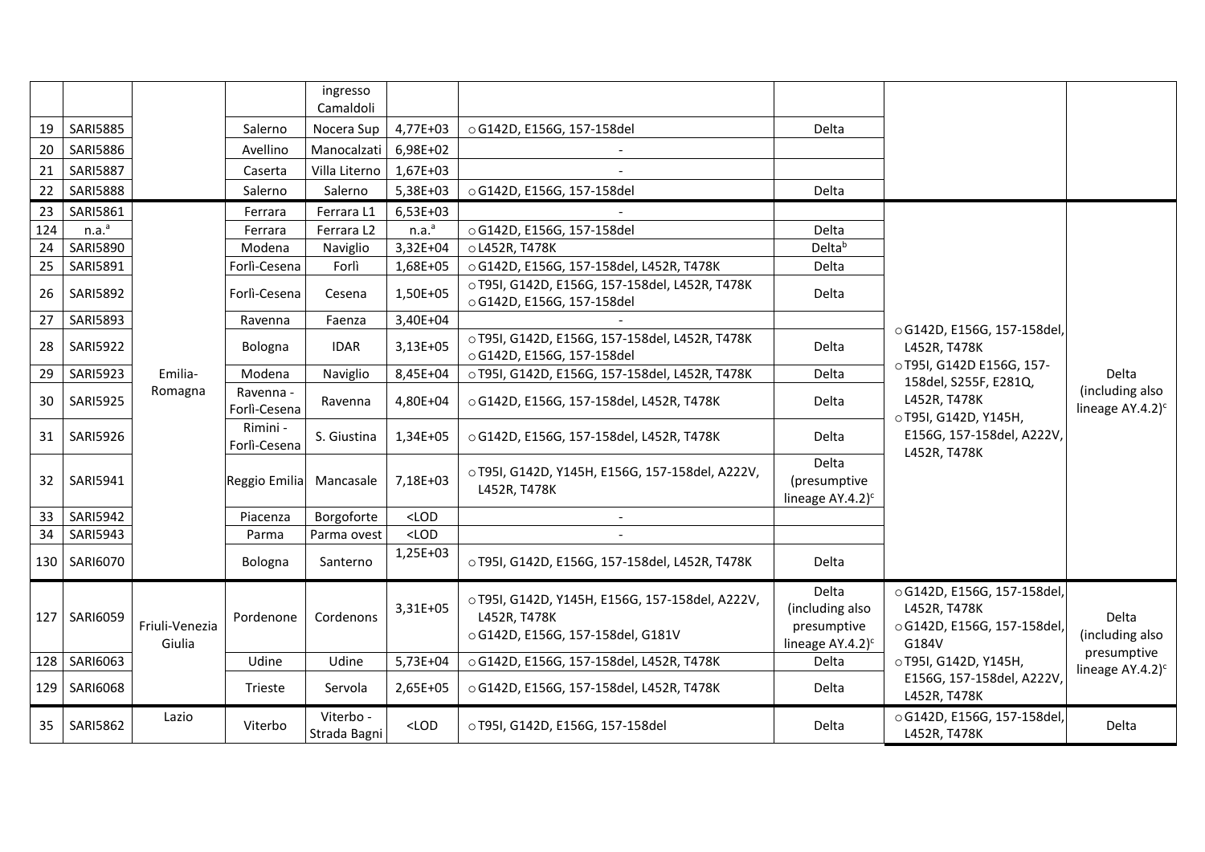| | | | | ingresso Camaldoli | | | | | |
|---|---|---|---|---|---|---|---|---|---|
| 19 | SARI5885 | | Salerno | Nocera Sup | 4,77E+03 | ○ G142D, E156G, 157-158del | Delta | | |
| 20 | SARI5886 | | Avellino | Manocalzati | 6,98E+02 | - | | | |
| 21 | SARI5887 | | Caserta | Villa Literno | 1,67E+03 | - | | | |
| 22 | SARI5888 | | Salerno | Salerno | 5,38E+03 | ○ G142D, E156G, 157-158del | Delta | | |
| 23 | SARI5861 | Emilia-Romagna | Ferrara | Ferrara L1 | 6,53E+03 | - | | ○ G142D, E156G, 157-158del, L452R, T478K ○ T95I, G142D E156G, 157-158del, S255F, E281Q, L452R, T478K ○ T95I, G142D, Y145H, E156G, 157-158del, A222V, L452R, T478K | Delta (including also lineage AY.4.2)[c] |
| 124 | n.a.[a] | | Ferrara | Ferrara L2 | n.a.[a] | ○ G142D, E156G, 157-158del | Delta | | |
| 24 | SARI5890 | | Modena | Naviglio | 3,32E+04 | ○ L452R, T478K | Delta[b] | | |
| 25 | SARI5891 | | Forlì-Cesena | Forlì | 1,68E+05 | ○ G142D, E156G, 157-158del, L452R, T478K | Delta | | |
| 26 | SARI5892 | | Forlì-Cesena | Cesena | 1,50E+05 | ○ T95I, G142D, E156G, 157-158del, L452R, T478K ○ G142D, E156G, 157-158del | Delta | | |
| 27 | SARI5893 | | Ravenna | Faenza | 3,40E+04 | - | | | |
| 28 | SARI5922 | | Bologna | IDAR | 3,13E+05 | ○ T95I, G142D, E156G, 157-158del, L452R, T478K ○ G142D, E156G, 157-158del | Delta | | |
| 29 | SARI5923 | | Modena | Naviglio | 8,45E+04 | ○ T95I, G142D, E156G, 157-158del, L452R, T478K | Delta | | |
| 30 | SARI5925 | | Ravenna - Forlì-Cesena | Ravenna | 4,80E+04 | ○ G142D, E156G, 157-158del, L452R, T478K | Delta | | |
| 31 | SARI5926 | | Rimini - Forlì-Cesena | S. Giustina | 1,34E+05 | ○ G142D, E156G, 157-158del, L452R, T478K | Delta | | |
| 32 | SARI5941 | | Reggio Emilia | Mancasale | 7,18E+03 | ○ T95I, G142D, Y145H, E156G, 157-158del, A222V, L452R, T478K | Delta (presumptive lineage AY.4.2)[c] | | |
| 33 | SARI5942 | | Piacenza | Borgoforte | <LOD | - | | | |
| 34 | SARI5943 | | Parma | Parma ovest | <LOD | - | | | |
| 130 | SARI6070 | | Bologna | Santerno | 1,25E+03 | ○ T95I, G142D, E156G, 157-158del, L452R, T478K | Delta | | |
| 127 | SARI6059 | Friuli-Venezia Giulia | Pordenone | Cordenons | 3,31E+05 | ○ T95I, G142D, Y145H, E156G, 157-158del, A222V, L452R, T478K ○ G142D, E156G, 157-158del, G181V | Delta (including also presumptive lineage AY.4.2)[c] | ○ G142D, E156G, 157-158del, L452R, T478K ○ G142D, E156G, 157-158del, G184V ○ T95I, G142D, Y145H, E156G, 157-158del, A222V, L452R, T478K | Delta (including also presumptive lineage AY.4.2)[c] |
| 128 | SARI6063 | | Udine | Udine | 5,73E+04 | ○ G142D, E156G, 157-158del, L452R, T478K | Delta | | |
| 129 | SARI6068 | | Trieste | Servola | 2,65E+05 | ○ G142D, E156G, 157-158del, L452R, T478K | Delta | | |
| 35 | SARI5862 | Lazio | Viterbo | Viterbo - Strada Bagni | <LOD | ○ T95I, G142D, E156G, 157-158del | Delta | ○ G142D, E156G, 157-158del, L452R, T478K | Delta |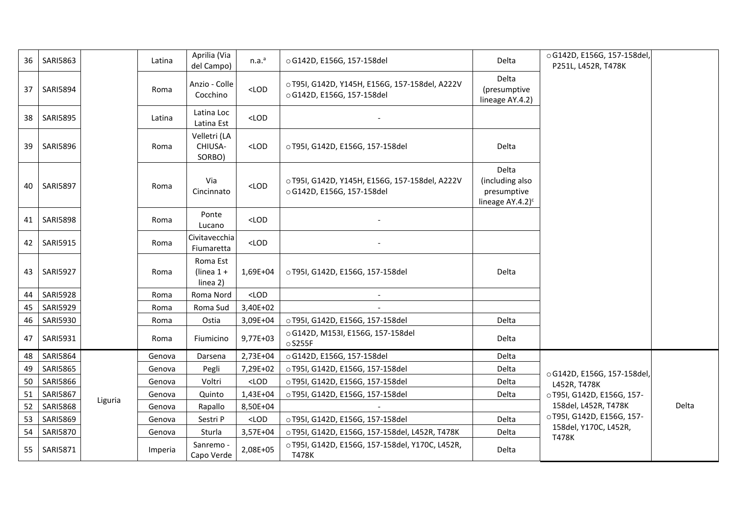| 36 | SARI5863 | | Latina | Aprilia (Via del Campo) | n.a.[a] | ○ G142D, E156G, 157-158del | Delta | ○ G142D, E156G, 157-158del, P251L, L452R, T478K | |
|---|---|---|---|---|---|---|---|---|---|
| 37 | SARI5894 | | Roma | Anzio - Colle Cocchino | <LOD | ○ T95I, G142D, Y145H, E156G, 157-158del, A222V ○ G142D, E156G, 157-158del | Delta (presumptive lineage AY.4.2) | | |
| 38 | SARI5895 | | Latina | Latina Loc Latina Est | <LOD | - | | | |
| 39 | SARI5896 | | Roma | Velletri (LA CHIUSA-SORBO) | <LOD | ○ T95I, G142D, E156G, 157-158del | Delta | | |
| 40 | SARI5897 | | Roma | Via Cincinnato | <LOD | ○ T95I, G142D, Y145H, E156G, 157-158del, A222V ○ G142D, E156G, 157-158del | Delta (including also presumptive lineage AY.4.2)[c] | | |
| 41 | SARI5898 | | Roma | Ponte Lucano | <LOD | - | | | |
| 42 | SARI5915 | | Roma | Civitavecchia Fiumaretta | <LOD | - | | | |
| 43 | SARI5927 | | Roma | Roma Est (linea 1 + linea 2) | 1,69E+04 | ○ T95I, G142D, E156G, 157-158del | Delta | | |
| 44 | SARI5928 | | Roma | Roma Nord | <LOD | - | | | |
| 45 | SARI5929 | | Roma | Roma Sud | 3,40E+02 | - | | | |
| 46 | SARI5930 | | Roma | Ostia | 3,09E+04 | ○ T95I, G142D, E156G, 157-158del | Delta | | |
| 47 | SARI5931 | | Roma | Fiumicino | 9,77E+03 | ○ G142D, M153I, E156G, 157-158del ○ S255F | Delta | | |
| 48 | SARI5864 | Liguria | Genova | Darsena | 2,73E+04 | ○ G142D, E156G, 157-158del | Delta | ○ G142D, E156G, 157-158del, L452R, T478K ○ T95I, G142D, E156G, 157-158del, L452R, T478K ○ T95I, G142D, E156G, 157-158del, Y170C, L452R, T478K | Delta |
| 49 | SARI5865 | | Genova | Pegli | 7,29E+02 | ○ T95I, G142D, E156G, 157-158del | Delta | | |
| 50 | SARI5866 | | Genova | Voltri | <LOD | ○ T95I, G142D, E156G, 157-158del | Delta | | |
| 51 | SARI5867 | | Genova | Quinto | 1,43E+04 | ○ T95I, G142D, E156G, 157-158del | Delta | | |
| 52 | SARI5868 | | Genova | Rapallo | 8,50E+04 | - | | | |
| 53 | SARI5869 | | Genova | Sestri P | <LOD | ○ T95I, G142D, E156G, 157-158del | Delta | | |
| 54 | SARI5870 | | Genova | Sturla | 3,57E+04 | ○ T95I, G142D, E156G, 157-158del, L452R, T478K | Delta | | |
| 55 | SARI5871 | | Imperia | Sanremo - Capo Verde | 2,08E+05 | ○ T95I, G142D, E156G, 157-158del, Y170C, L452R, T478K | Delta | | |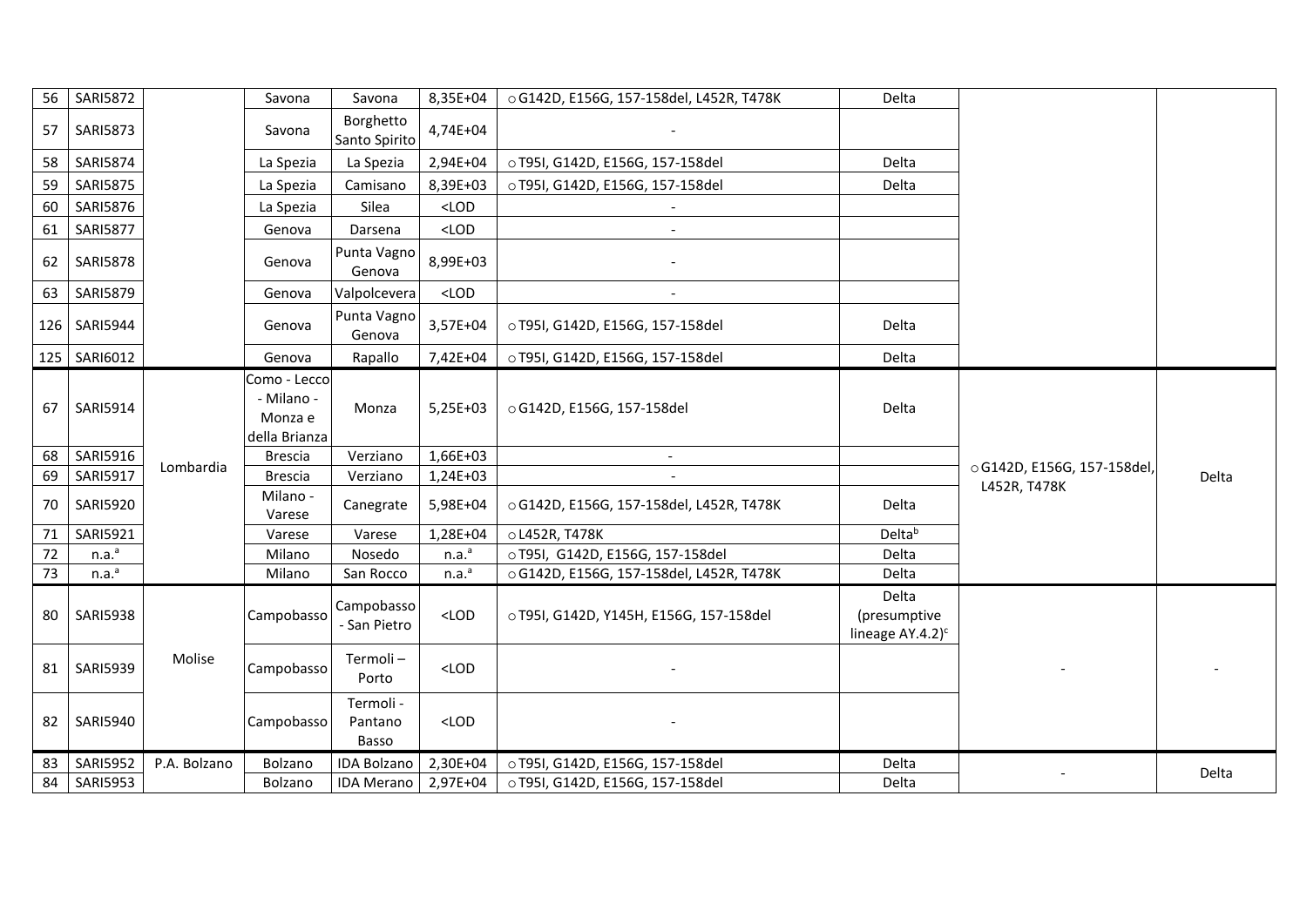| | | | | | | | | | |
|---|---|---|---|---|---|---|---|---|---|
| 56 | SARI5872 | | Savona | Savona | 8,35E+04 | ○ G142D, E156G, 157-158del, L452R, T478K | Delta | | |
| 57 | SARI5873 | | Savona | Borghetto Santo Spirito | 4,74E+04 | - | | | |
| 58 | SARI5874 | | La Spezia | La Spezia | 2,94E+04 | ○ T95I, G142D, E156G, 157-158del | Delta | | |
| 59 | SARI5875 | | La Spezia | Camisano | 8,39E+03 | ○ T95I, G142D, E156G, 157-158del | Delta | | |
| 60 | SARI5876 | | La Spezia | Silea | <LOD | - | | | |
| 61 | SARI5877 | | Genova | Darsena | <LOD | - | | | |
| 62 | SARI5878 | | Genova | Punta Vagno Genova | 8,99E+03 | - | | | |
| 63 | SARI5879 | | Genova | Valpolcevera | <LOD | - | | | |
| 126 | SARI5944 | | Genova | Punta Vagno Genova | 3,57E+04 | ○ T95I, G142D, E156G, 157-158del | Delta | | |
| 125 | SARI6012 | | Genova | Rapallo | 7,42E+04 | ○ T95I, G142D, E156G, 157-158del | Delta | | |
| 67 | SARI5914 | Lombardia | Como - Lecco - Milano - Monza e della Brianza | Monza | 5,25E+03 | ○ G142D, E156G, 157-158del | Delta | ○ G142D, E156G, 157-158del, L452R, T478K | Delta |
| 68 | SARI5916 | | Brescia | Verziano | 1,66E+03 | - | | | |
| 69 | SARI5917 | | Brescia | Verziano | 1,24E+03 | - | | | |
| 70 | SARI5920 | | Milano - Varese | Canegrate | 5,98E+04 | ○ G142D, E156G, 157-158del, L452R, T478K | Delta | | |
| 71 | SARI5921 | | Varese | Varese | 1,28E+04 | ○ L452R, T478K | Delta[b] | | |
| 72 | n.a.[a] | | Milano | Nosedo | n.a.[a] | ○ T95I, G142D, E156G, 157-158del | Delta | | |
| 73 | n.a.[a] | | Milano | San Rocco | n.a.[a] | ○ G142D, E156G, 157-158del, L452R, T478K | Delta | | |
| 80 | SARI5938 | Molise | Campobasso | Campobasso - San Pietro | <LOD | ○ T95I, G142D, Y145H, E156G, 157-158del | Delta (presumptive lineage AY.4.2)[c] | - | - |
| 81 | SARI5939 | | Campobasso | Termoli – Porto | <LOD | - | | | |
| 82 | SARI5940 | | Campobasso | Termoli - Pantano Basso | <LOD | - | | | |
| 83 | SARI5952 | P.A. Bolzano | Bolzano | IDA Bolzano | 2,30E+04 | ○ T95I, G142D, E156G, 157-158del | Delta | - | Delta |
| 84 | SARI5953 | | Bolzano | IDA Merano | 2,97E+04 | ○ T95I, G142D, E156G, 157-158del | Delta | | |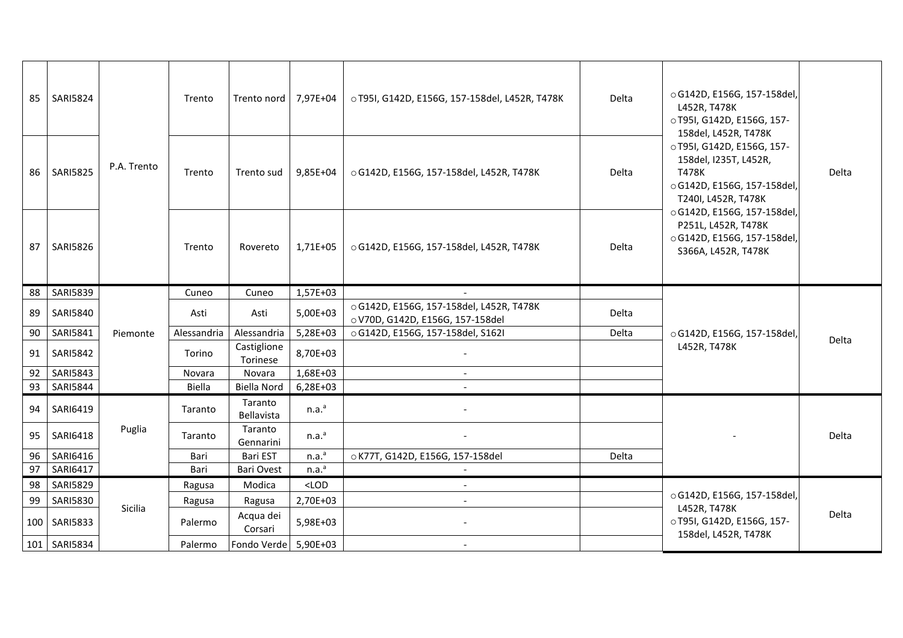| | | | | | | | | | |
|---|---|---|---|---|---|---|---|---|---|
| 85 | SARI5824 | P.A. Trento | Trento | Trento nord | 7,97E+04 | ○T95I, G142D, E156G, 157-158del, L452R, T478K | Delta | ○G142D, E156G, 157-158del, L452R, T478K<br>○T95I, G142D, E156G, 157-158del, L452R, T478K<br>○T95I, G142D, E156G, 157-158del, I235T, L452R, T478K<br>○G142D, E156G, 157-158del, T240I, L452R, T478K<br>○G142D, E156G, 157-158del, P251L, L452R, T478K<br>○G142D, E156G, 157-158del, S366A, L452R, T478K | Delta |
| 86 | SARI5825 | | Trento | Trento sud | 9,85E+04 | ○G142D, E156G, 157-158del, L452R, T478K | Delta | | |
| 87 | SARI5826 | | Trento | Rovereto | 1,71E+05 | ○G142D, E156G, 157-158del, L452R, T478K | Delta | | |
| 88 | SARI5839 | Piemonte | Cuneo | Cuneo | 1,57E+03 | - | | ○G142D, E156G, 157-158del, L452R, T478K | Delta |
| 89 | SARI5840 | | Asti | Asti | 5,00E+03 | ○G142D, E156G, 157-158del, L452R, T478K<br>○V70D, G142D, E156G, 157-158del | Delta | | |
| 90 | SARI5841 | | Alessandria | Alessandria | 5,28E+03 | ○G142D, E156G, 157-158del, S162I | Delta | | |
| 91 | SARI5842 | | Torino | Castiglione Torinese | 8,70E+03 | - | | | |
| 92 | SARI5843 | | Novara | Novara | 1,68E+03 | - | | | |
| 93 | SARI5844 | | Biella | Biella Nord | 6,28E+03 | - | | | |
| 94 | SARI6419 | Puglia | Taranto | Taranto Bellavista | n.a.[a] | - | | - | Delta |
| 95 | SARI6418 | | Taranto | Taranto Gennarini | n.a.[a] | - | | | |
| 96 | SARI6416 | | Bari | Bari EST | n.a.[a] | ○K77T, G142D, E156G, 157-158del | Delta | | |
| 97 | SARI6417 | | Bari | Bari Ovest | n.a.[a] | - | | | |
| 98 | SARI5829 | Sicilia | Ragusa | Modica | <LOD | - | | ○G142D, E156G, 157-158del, L452R, T478K<br>○T95I, G142D, E156G, 157-158del, L452R, T478K | Delta |
| 99 | SARI5830 | | Ragusa | Ragusa | 2,70E+03 | - | | | |
| 100 | SARI5833 | | Palermo | Acqua dei Corsari | 5,98E+03 | - | | | |
| 101 | SARI5834 | | Palermo | Fondo Verde | 5,90E+03 | - | | | |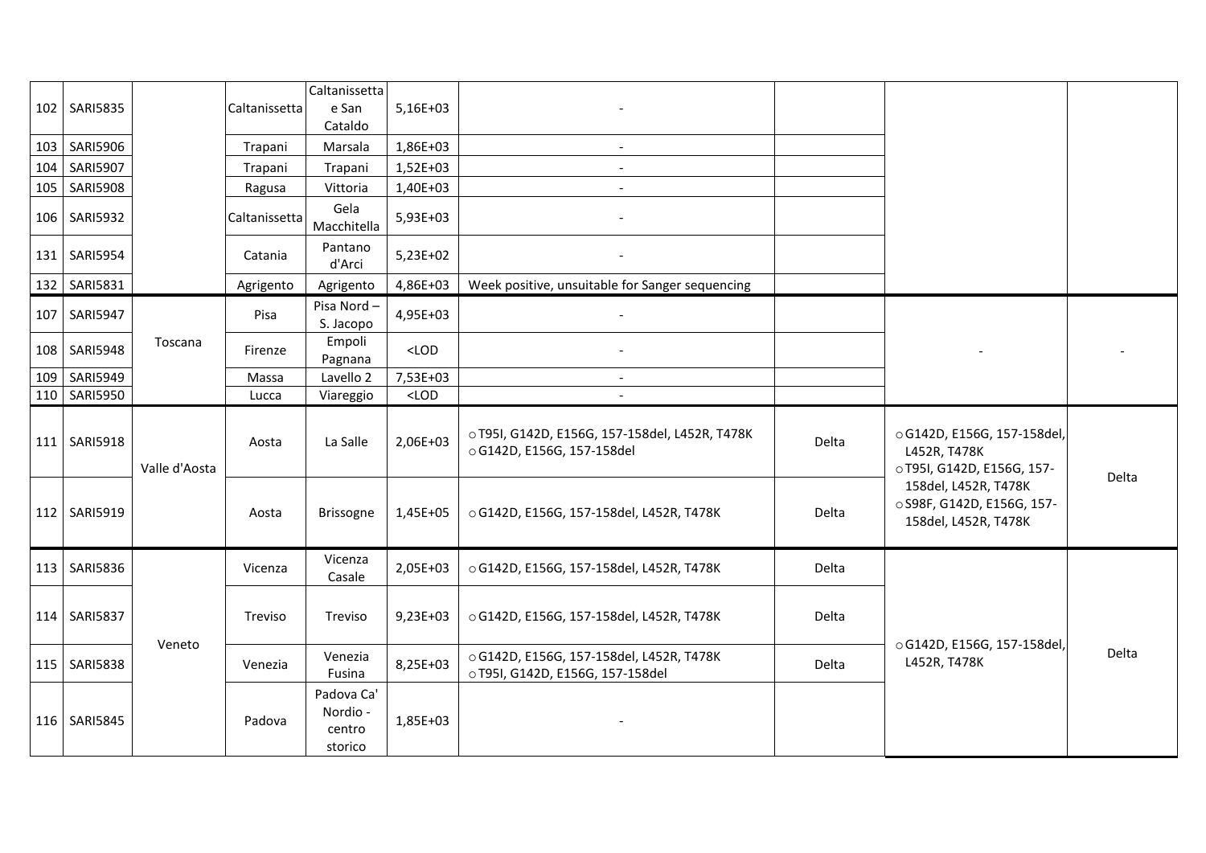| | | | | | | | | | |
|---|---|---|---|---|---|---|---|---|---|
| 102 | SARI5835 | | Caltanissetta | Caltanissetta e San Cataldo | 5,16E+03 | - | | | |
| 103 | SARI5906 | | Trapani | Marsala | 1,86E+03 | - | | | |
| 104 | SARI5907 | | Trapani | Trapani | 1,52E+03 | - | | | |
| 105 | SARI5908 | | Ragusa | Vittoria | 1,40E+03 | - | | | |
| 106 | SARI5932 | | Caltanissetta | Gela Macchitella | 5,93E+03 | - | | | |
| 131 | SARI5954 | | Catania | Pantano d'Arci | 5,23E+02 | - | | | |
| 132 | SARI5831 | | Agrigento | Agrigento | 4,86E+03 | Week positive, unsuitable for Sanger sequencing | | | |
| 107 | SARI5947 | Toscana | Pisa | Pisa Nord – S. Jacopo | 4,95E+03 | - | | - | - |
| 108 | SARI5948 | | Firenze | Empoli Pagnana | <LOD | - | | | |
| 109 | SARI5949 | | Massa | Lavello 2 | 7,53E+03 | - | | | |
| 110 | SARI5950 | | Lucca | Viareggio | <LOD | - | | | |
| 111 | SARI5918 | Valle d'Aosta | Aosta | La Salle | 2,06E+03 | ○ T95I, G142D, E156G, 157-158del, L452R, T478K<br>○ G142D, E156G, 157-158del | Delta | ○ G142D, E156G, 157-158del, L452R, T478K<br>○ T95I, G142D, E156G, 157-158del, L452R, T478K<br>○ S98F, G142D, E156G, 157-158del, L452R, T478K | Delta |
| 112 | SARI5919 | | Aosta | Brissogne | 1,45E+05 | ○ G142D, E156G, 157-158del, L452R, T478K | Delta | | |
| 113 | SARI5836 | Veneto | Vicenza | Vicenza Casale | 2,05E+03 | ○ G142D, E156G, 157-158del, L452R, T478K | Delta | ○ G142D, E156G, 157-158del, L452R, T478K | Delta |
| 114 | SARI5837 | | Treviso | Treviso | 9,23E+03 | ○ G142D, E156G, 157-158del, L452R, T478K | Delta | | |
| 115 | SARI5838 | | Venezia | Venezia Fusina | 8,25E+03 | ○ G142D, E156G, 157-158del, L452R, T478K<br>○ T95I, G142D, E156G, 157-158del | Delta | | |
| 116 | SARI5845 | | Padova | Padova Ca' Nordio - centro storico | 1,85E+03 | - | | | |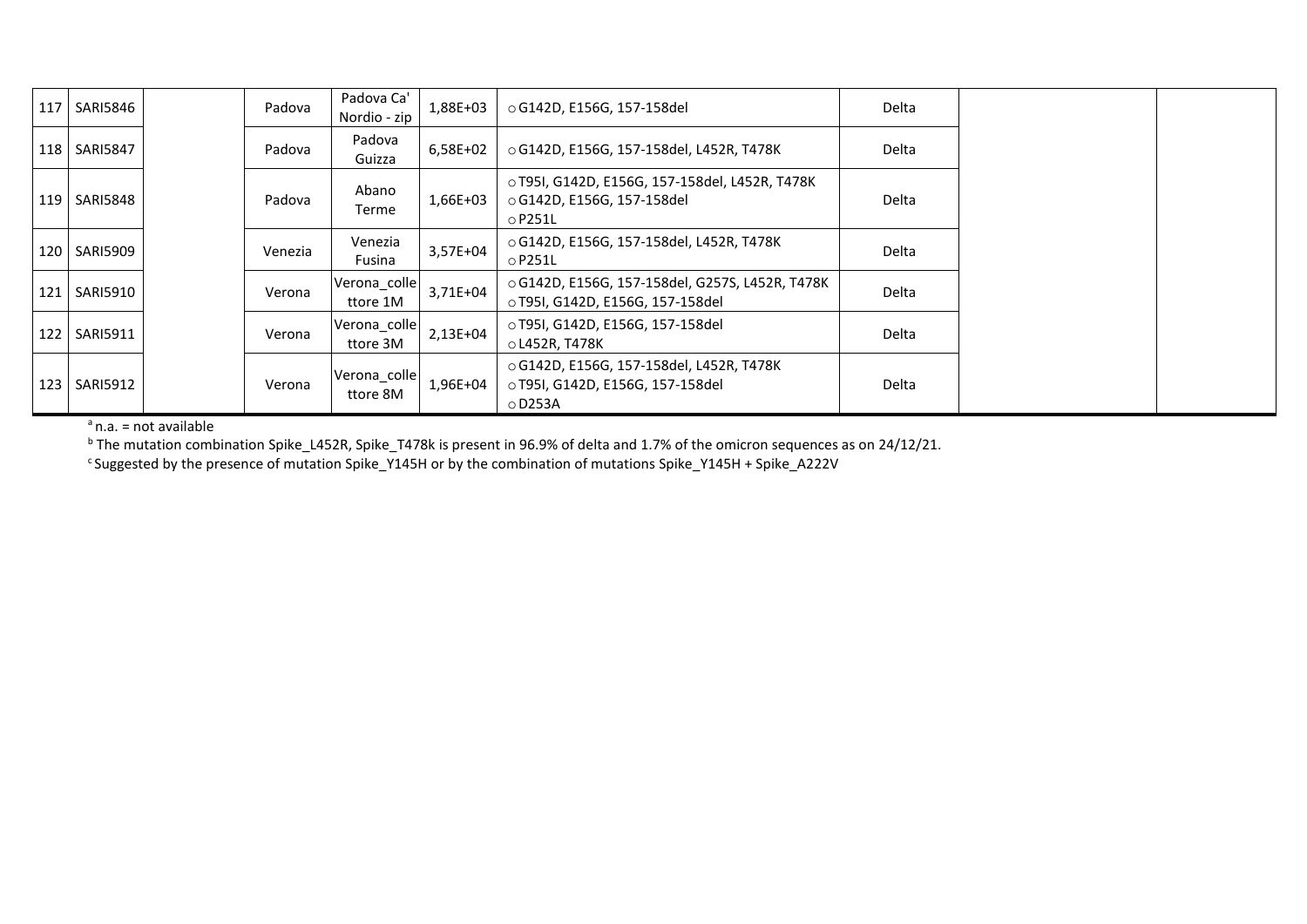| | | | | | | | | | |
|---|---|---|---|---|---|---|---|---|---|
| 117 | SARI5846 | | Padova | Padova Ca' Nordio - zip | 1,88E+03 | ○ G142D, E156G, 157-158del | Delta | | |
| 118 | SARI5847 | | Padova | Padova Guizza | 6,58E+02 | ○ G142D, E156G, 157-158del, L452R, T478K | Delta | | |
| 119 | SARI5848 | | Padova | Abano Terme | 1,66E+03 | ○ T95I, G142D, E156G, 157-158del, L452R, T478K<br>○ G142D, E156G, 157-158del<br>○ P251L | Delta | | |
| 120 | SARI5909 | | Venezia | Venezia Fusina | 3,57E+04 | ○ G142D, E156G, 157-158del, L452R, T478K<br>○ P251L | Delta | | |
| 121 | SARI5910 | | Verona | Verona_collettore 1M | 3,71E+04 | ○ G142D, E156G, 157-158del, G257S, L452R, T478K<br>○ T95I, G142D, E156G, 157-158del | Delta | | |
| 122 | SARI5911 | | Verona | Verona_collettore 3M | 2,13E+04 | ○ T95I, G142D, E156G, 157-158del<br>○ L452R, T478K | Delta | | |
| 123 | SARI5912 | | Verona | Verona_collettore 8M | 1,96E+04 | ○ G142D, E156G, 157-158del, L452R, T478K<br>○ T95I, G142D, E156G, 157-158del<br>○ D253A | Delta | | |

[a] n.a. = not available

[b] The mutation combination Spike_L452R, Spike_T478k is present in 96.9% of delta and 1.7% of the omicron sequences as on 24/12/21.

[c] Suggested by the presence of mutation Spike_Y145H or by the combination of mutations Spike_Y145H + Spike_A222V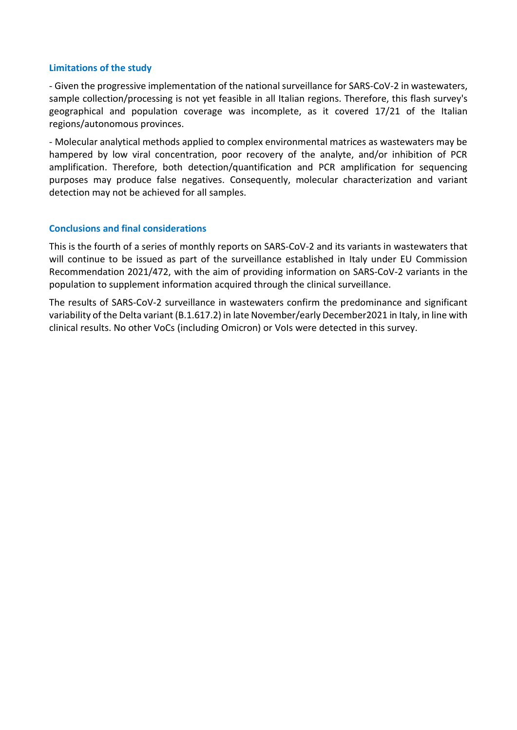### Limitations of the study

- Given the progressive implementation of the national surveillance for SARS-CoV-2 in wastewaters, sample collection/processing is not yet feasible in all Italian regions. Therefore, this flash survey's geographical and population coverage was incomplete, as it covered 17/21 of the Italian regions/autonomous provinces.

- Molecular analytical methods applied to complex environmental matrices as wastewaters may be hampered by low viral concentration, poor recovery of the analyte, and/or inhibition of PCR amplification. Therefore, both detection/quantification and PCR amplification for sequencing purposes may produce false negatives. Consequently, molecular characterization and variant detection may not be achieved for all samples.

### Conclusions and final considerations

This is the fourth of a series of monthly reports on SARS-CoV-2 and its variants in wastewaters that will continue to be issued as part of the surveillance established in Italy under EU Commission Recommendation 2021/472, with the aim of providing information on SARS-CoV-2 variants in the population to supplement information acquired through the clinical surveillance.

The results of SARS-CoV-2 surveillance in wastewaters confirm the predominance and significant variability of the Delta variant (B.1.617.2) in late November/early December2021 in Italy, in line with clinical results. No other VoCs (including Omicron) or VoIs were detected in this survey.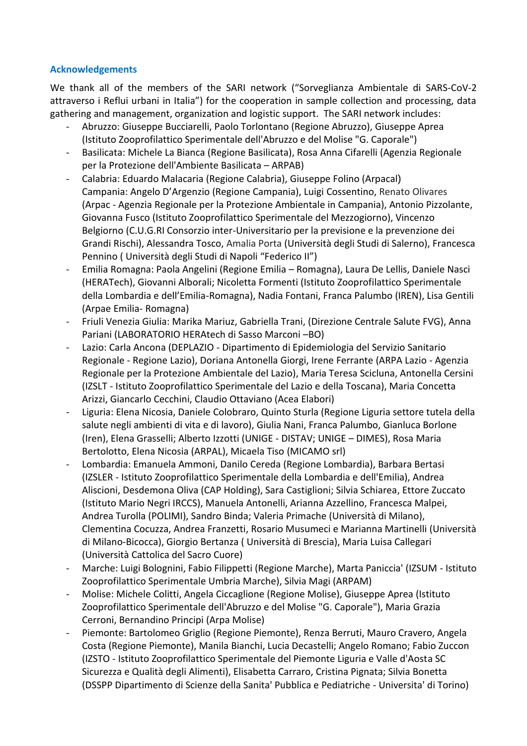## Acknowledgements

We thank all of the members of the SARI network ("Sorveglianza Ambientale di SARS-CoV-2 attraverso i Reflui urbani in Italia") for the cooperation in sample collection and processing, data gathering and management, organization and logistic support. The SARI network includes:

- Abruzzo: Giuseppe Bucciarelli, Paolo Torlontano (Regione Abruzzo), Giuseppe Aprea (Istituto Zooprofilattico Sperimentale dell'Abruzzo e del Molise "G. Caporale")
- Basilicata: Michele La Bianca (Regione Basilicata), Rosa Anna Cifarelli (Agenzia Regionale per la Protezione dell'Ambiente Basilicata – ARPAB)
- Calabria: Eduardo Malacaria (Regione Calabria), Giuseppe Folino (Arpacal) Campania: Angelo D'Argenzio (Regione Campania), Luigi Cossentino, Renato Olivares (Arpac - Agenzia Regionale per la Protezione Ambientale in Campania), Antonio Pizzolante, Giovanna Fusco (Istituto Zooprofilattico Sperimentale del Mezzogiorno), Vincenzo Belgiorno (C.U.G.RI Consorzio inter-Universitario per la previsione e la prevenzione dei Grandi Rischi), Alessandra Tosco, Amalia Porta (Università degli Studi di Salerno), Francesca Pennino ( Università degli Studi di Napoli "Federico II")
- Emilia Romagna: Paola Angelini (Regione Emilia – Romagna), Laura De Lellis, Daniele Nasci (HERATech), Giovanni Alborali; Nicoletta Formenti (Istituto Zooprofilattico Sperimentale della Lombardia e dell'Emilia-Romagna), Nadia Fontani, Franca Palumbo (IREN), Lisa Gentili (Arpae Emilia- Romagna)
- Friuli Venezia Giulia: Marika Mariuz, Gabriella Trani, (Direzione Centrale Salute FVG), Anna Pariani (LABORATORIO HERAtech di Sasso Marconi –BO)
- Lazio: Carla Ancona (DEPLAZIO - Dipartimento di Epidemiologia del Servizio Sanitario Regionale - Regione Lazio), Doriana Antonella Giorgi, Irene Ferrante (ARPA Lazio - Agenzia Regionale per la Protezione Ambientale del Lazio), Maria Teresa Scicluna, Antonella Cersini (IZSLT - Istituto Zooprofilattico Sperimentale del Lazio e della Toscana), Maria Concetta Arizzi, Giancarlo Cecchini, Claudio Ottaviano (Acea Elabori)
- Liguria: Elena Nicosia, Daniele Colobraro, Quinto Sturla (Regione Liguria settore tutela della salute negli ambienti di vita e di lavoro), Giulia Nani, Franca Palumbo, Gianluca Borlone (Iren), Elena Grasselli; Alberto Izzotti (UNIGE - DISTAV; UNIGE – DIMES), Rosa Maria Bertolotto, Elena Nicosia (ARPAL), Micaela Tiso (MICAMO srl)
- Lombardia: Emanuela Ammoni, Danilo Cereda (Regione Lombardia), Barbara Bertasi (IZSLER - Istituto Zooprofilattico Sperimentale della Lombardia e dell'Emilia), Andrea Aliscioni, Desdemona Oliva (CAP Holding), Sara Castiglioni; Silvia Schiarea, Ettore Zuccato (Istituto Mario Negri IRCCS), Manuela Antonelli, Arianna Azzellino, Francesca Malpei, Andrea Turolla (POLIMI), Sandro Binda; Valeria Primache (Università di Milano), Clementina Cocuzza, Andrea Franzetti, Rosario Musumeci e Marianna Martinelli (Università di Milano-Bicocca), Giorgio Bertanza ( Università di Brescia), Maria Luisa Callegari (Università Cattolica del Sacro Cuore)
- Marche: Luigi Bolognini, Fabio Filippetti (Regione Marche), Marta Paniccia' (IZSUM - Istituto Zooprofilattico Sperimentale Umbria Marche), Silvia Magi (ARPAM)
- Molise: Michele Colitti, Angela Ciccaglione (Regione Molise), Giuseppe Aprea (Istituto Zooprofilattico Sperimentale dell'Abruzzo e del Molise "G. Caporale"), Maria Grazia Cerroni, Bernandino Principi (Arpa Molise)
- Piemonte: Bartolomeo Griglio (Regione Piemonte), Renza Berruti, Mauro Cravero, Angela Costa (Regione Piemonte), Manila Bianchi, Lucia Decastelli; Angelo Romano; Fabio Zuccon (IZSTO - Istituto Zooprofilattico Sperimentale del Piemonte Liguria e Valle d'Aosta SC Sicurezza e Qualità degli Alimenti), Elisabetta Carraro, Cristina Pignata; Silvia Bonetta (DSSPP Dipartimento di Scienze della Sanita' Pubblica e Pediatriche - Universita' di Torino)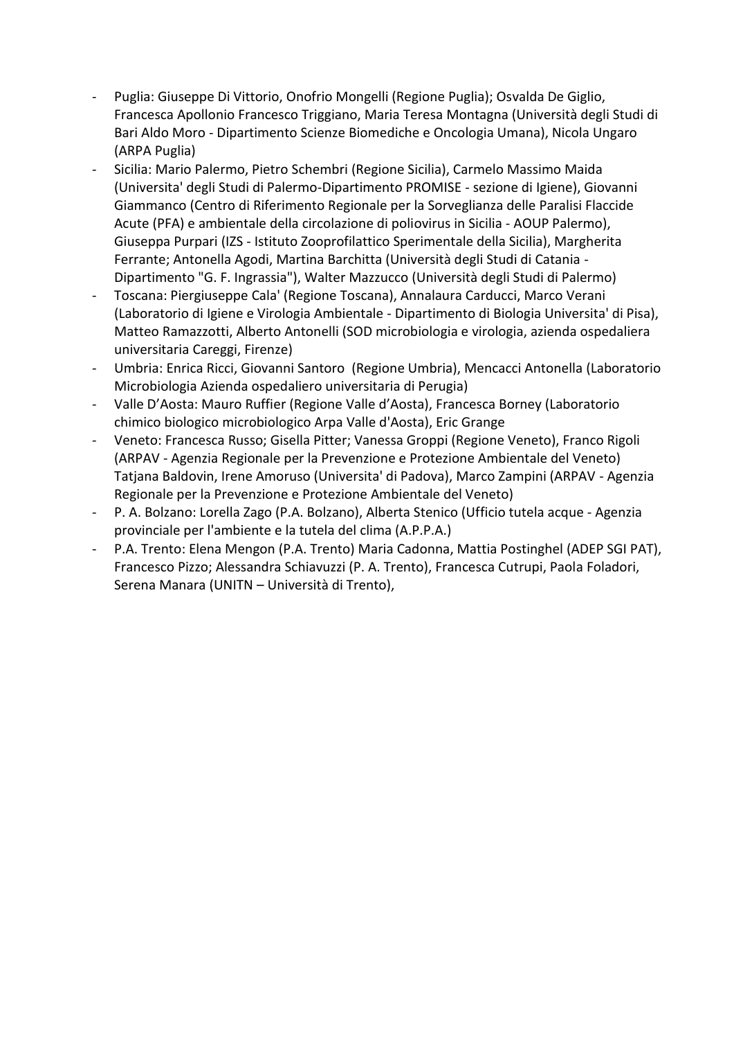- Puglia: Giuseppe Di Vittorio, Onofrio Mongelli (Regione Puglia); Osvalda De Giglio, Francesca Apollonio Francesco Triggiano, Maria Teresa Montagna (Università degli Studi di Bari Aldo Moro - Dipartimento Scienze Biomediche e Oncologia Umana), Nicola Ungaro (ARPA Puglia)
- Sicilia: Mario Palermo, Pietro Schembri (Regione Sicilia), Carmelo Massimo Maida (Universita' degli Studi di Palermo-Dipartimento PROMISE - sezione di Igiene), Giovanni Giammanco (Centro di Riferimento Regionale per la Sorveglianza delle Paralisi Flaccide Acute (PFA) e ambientale della circolazione di poliovirus in Sicilia - AOUP Palermo), Giuseppa Purpari (IZS - Istituto Zooprofilattico Sperimentale della Sicilia), Margherita Ferrante; Antonella Agodi, Martina Barchitta (Università degli Studi di Catania - Dipartimento "G. F. Ingrassia"), Walter Mazzucco (Università degli Studi di Palermo)
- Toscana: Piergiuseppe Cala' (Regione Toscana), Annalaura Carducci, Marco Verani (Laboratorio di Igiene e Virologia Ambientale - Dipartimento di Biologia Universita' di Pisa), Matteo Ramazzotti, Alberto Antonelli (SOD microbiologia e virologia, azienda ospedaliera universitaria Careggi, Firenze)
- Umbria: Enrica Ricci, Giovanni Santoro (Regione Umbria), Mencacci Antonella (Laboratorio Microbiologia Azienda ospedaliero universitaria di Perugia)
- Valle D'Aosta: Mauro Ruffier (Regione Valle d'Aosta), Francesca Borney (Laboratorio chimico biologico microbiologico Arpa Valle d'Aosta), Eric Grange
- Veneto: Francesca Russo; Gisella Pitter; Vanessa Groppi (Regione Veneto), Franco Rigoli (ARPAV - Agenzia Regionale per la Prevenzione e Protezione Ambientale del Veneto) Tatjana Baldovin, Irene Amoruso (Universita' di Padova), Marco Zampini (ARPAV - Agenzia Regionale per la Prevenzione e Protezione Ambientale del Veneto)
- P. A. Bolzano: Lorella Zago (P.A. Bolzano), Alberta Stenico (Ufficio tutela acque - Agenzia provinciale per l'ambiente e la tutela del clima (A.P.P.A.)
- P.A. Trento: Elena Mengon (P.A. Trento) Maria Cadonna, Mattia Postinghel (ADEP SGI PAT), Francesco Pizzo; Alessandra Schiavuzzi (P. A. Trento), Francesca Cutrupi, Paola Foladori, Serena Manara (UNITN – Università di Trento),